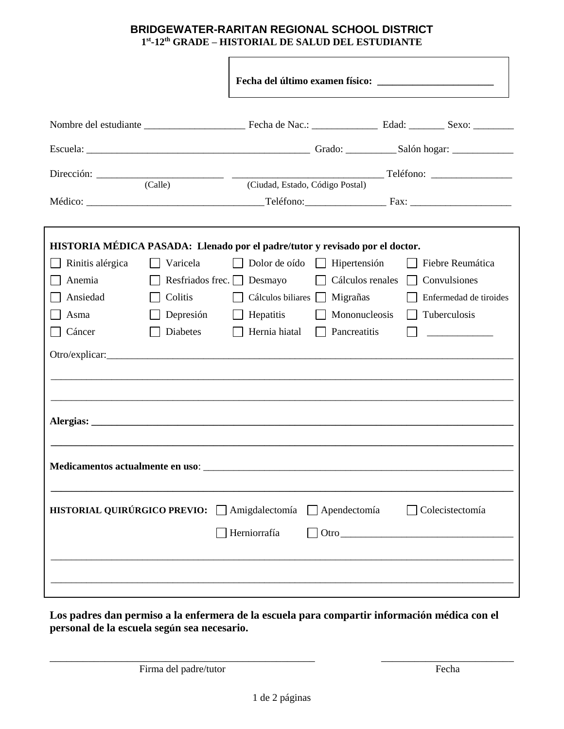# BRIDGEWATER-RARITAN REGIONAL SCHOOL DISTRICT

## 1st-12th GRADE – HISTORIAL DE SALUD DEL ESTUDIANTE

**Fecha del último examen físico: ______________________**

Nombre del estudiante ____________________ Fecha de Nac.: _____________ Edad: _______ Sexo: ________

Escuela: ____________________________________________ Grado: __________ Salón hogar: ____________

Dirección: _________________________ (Calle) _____________________________ (Ciudad, Estado, Código Postal) Teléfono: ________________

Médico: ___________________________________ Teléfono:________________ Fax: ____________________

**HISTORIA MÉDICA PASADA: Llenado por el padre/tutor y revisado por el doctor.**

| | | | | |
|---|---|---|---|---|
| ☐ Rinitis alérgica | ☐ Varicela | ☐ Dolor de oído | ☐ Hipertensión | ☐ Fiebre Reumática |
| ☐ Anemia | ☐ Resfriados frec. | ☐ Desmayo | ☐ Cálculos renales | ☐ Convulsiones |
| ☐ Ansiedad | ☐ Colitis | ☐ Cálculos biliares | ☐ Migrañas | ☐ Enfermedad de tiroides |
| ☐ Asma | ☐ Depresión | ☐ Hepatitis | ☐ Mononucleosis | ☐ Tuberculosis |
| ☐ Cáncer | ☐ Diabetes | ☐ Hernia hiatal | ☐ Pancreatitis | ☐ _____________ |

Otro/explicar:________________________________________________________________________________

______________________________________________________________________________________________

______________________________________________________________________________________________

**Alergias: ___________________________________________________________________________________**

______________________________________________________________________________________________

**Medicamentos actualmente en uso**: _______________________________________________________________

______________________________________________________________________________________________

**HISTORIAL QUIRÚRGICO PREVIO:** ☐ Amigdalectomía ☐ Apendectomía ☐ Colecistectomía

☐ Herniorrafía ☐ Otro_________________________________

______________________________________________________________________________________________

______________________________________________________________________________________________

**Los padres dan permiso a la enfermera de la escuela para compartir información médica con el personal de la escuela según sea necesario.**

_____________________________________________________ Firma del padre/tutor

___________________________ Fecha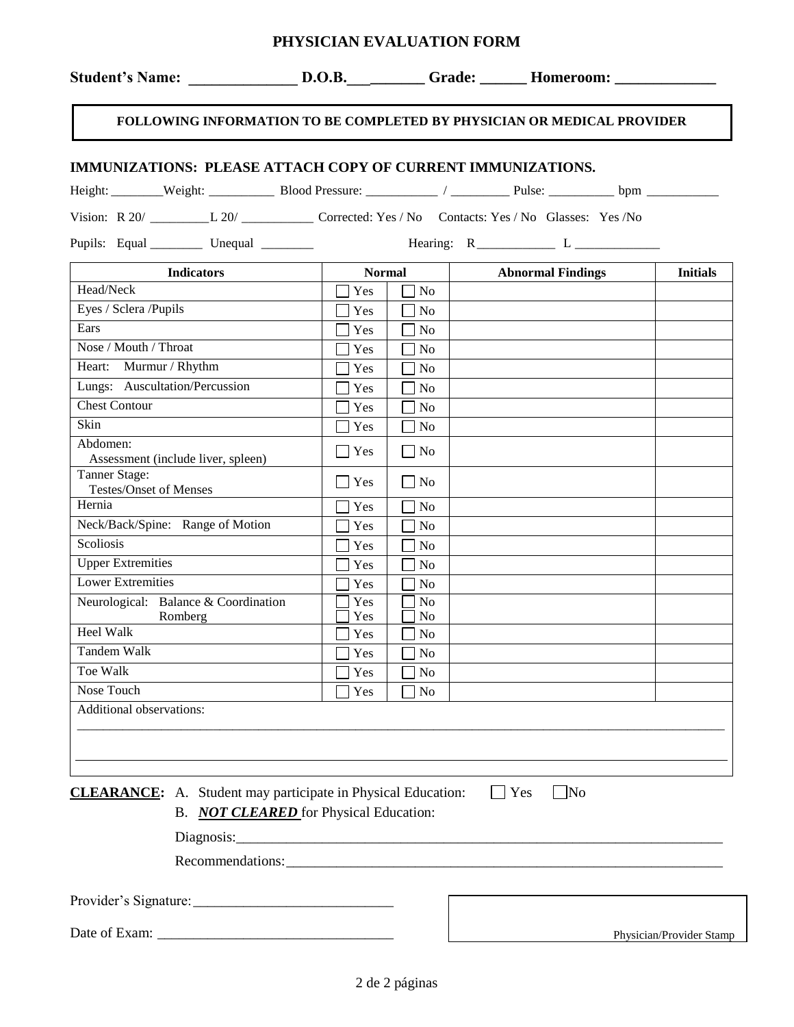# PHYSICIAN EVALUATION FORM

**Student's Name: ______________ D.O.B.___________ Grade: ______ Homeroom: _____________**

**FOLLOWING INFORMATION TO BE COMPLETED BY PHYSICIAN OR MEDICAL PROVIDER**

**IMMUNIZATIONS: PLEASE ATTACH COPY OF CURRENT IMMUNIZATIONS.**

Height: ________Weight: __________ Blood Pressure: ___________ / _________ Pulse: __________ bpm ___________

Vision: R 20/ _________L 20/ ___________ Corrected: Yes / No Contacts: Yes / No Glasses: Yes /No

Pupils: Equal ________ Unequal ________ Hearing: R____________ L _____________

| Indicators | Normal | | Abnormal Findings | Initials |
|---|---|---|---|---|
| Head/Neck | ☐ Yes | ☐ No | | |
| Eyes / Sclera /Pupils | ☐ Yes | ☐ No | | |
| Ears | ☐ Yes | ☐ No | | |
| Nose / Mouth / Throat | ☐ Yes | ☐ No | | |
| Heart: Murmur / Rhythm | ☐ Yes | ☐ No | | |
| Lungs: Auscultation/Percussion | ☐ Yes | ☐ No | | |
| Chest Contour | ☐ Yes | ☐ No | | |
| Skin | ☐ Yes | ☐ No | | |
| Abdomen: Assessment (include liver, spleen) | ☐ Yes | ☐ No | | |
| Tanner Stage: Testes/Onset of Menses | ☐ Yes | ☐ No | | |
| Hernia | ☐ Yes | ☐ No | | |
| Neck/Back/Spine: Range of Motion | ☐ Yes | ☐ No | | |
| Scoliosis | ☐ Yes | ☐ No | | |
| Upper Extremities | ☐ Yes | ☐ No | | |
| Lower Extremities | ☐ Yes | ☐ No | | |
| Neurological: Balance & Coordination<br>Romberg | ☐ Yes<br>☐ Yes | ☐ No<br>☐ No | | |
| Heel Walk | ☐ Yes | ☐ No | | |
| Tandem Walk | ☐ Yes | ☐ No | | |
| Toe Walk | ☐ Yes | ☐ No | | |
| Nose Touch | ☐ Yes | ☐ No | | |

Additional observations:

_______________________________________________________________________________________________

_______________________________________________________________________________________________

**CLEARANCE:** A. Student may participate in Physical Education: ☐ Yes ☐ No

B. ***NOT CLEARED*** for Physical Education:

Diagnosis:_____________________________________________________________________

Recommendations:_______________________________________________________________

Provider's Signature:___________________________

Date of Exam: _________________________________

Physician/Provider Stamp